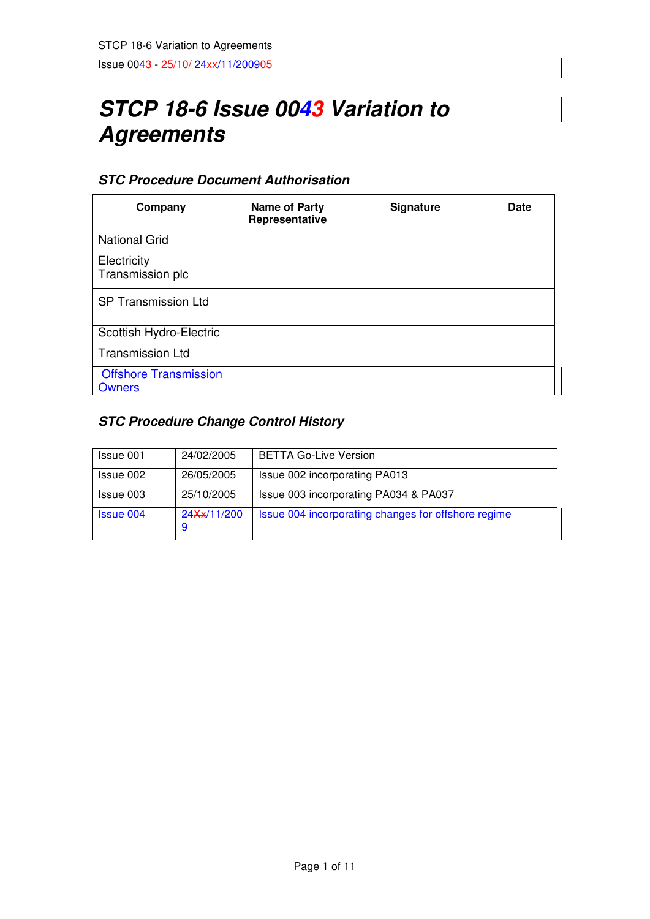# STCP 18-6 Issue 0043 Variation to Agreements

### STC Procedure Document Authorisation

| Company | Name of Party Representative | Signature | Date |
|---|---|---|---|
| National Grid Electricity Transmission plc | | | |
| SP Transmission Ltd | | | |
| Scottish Hydro-Electric Transmission Ltd | | | |
| Offshore Transmission Owners | | | |

### STC Procedure Change Control History

| | | |
|---|---|---|
| Issue 001 | 24/02/2005 | BETTA Go-Live Version |
| Issue 002 | 26/05/2005 | Issue 002 incorporating PA013 |
| Issue 003 | 25/10/2005 | Issue 003 incorporating PA034 & PA037 |
| Issue 004 | 24Xx/11/2009 | Issue 004 incorporating changes for offshore regime |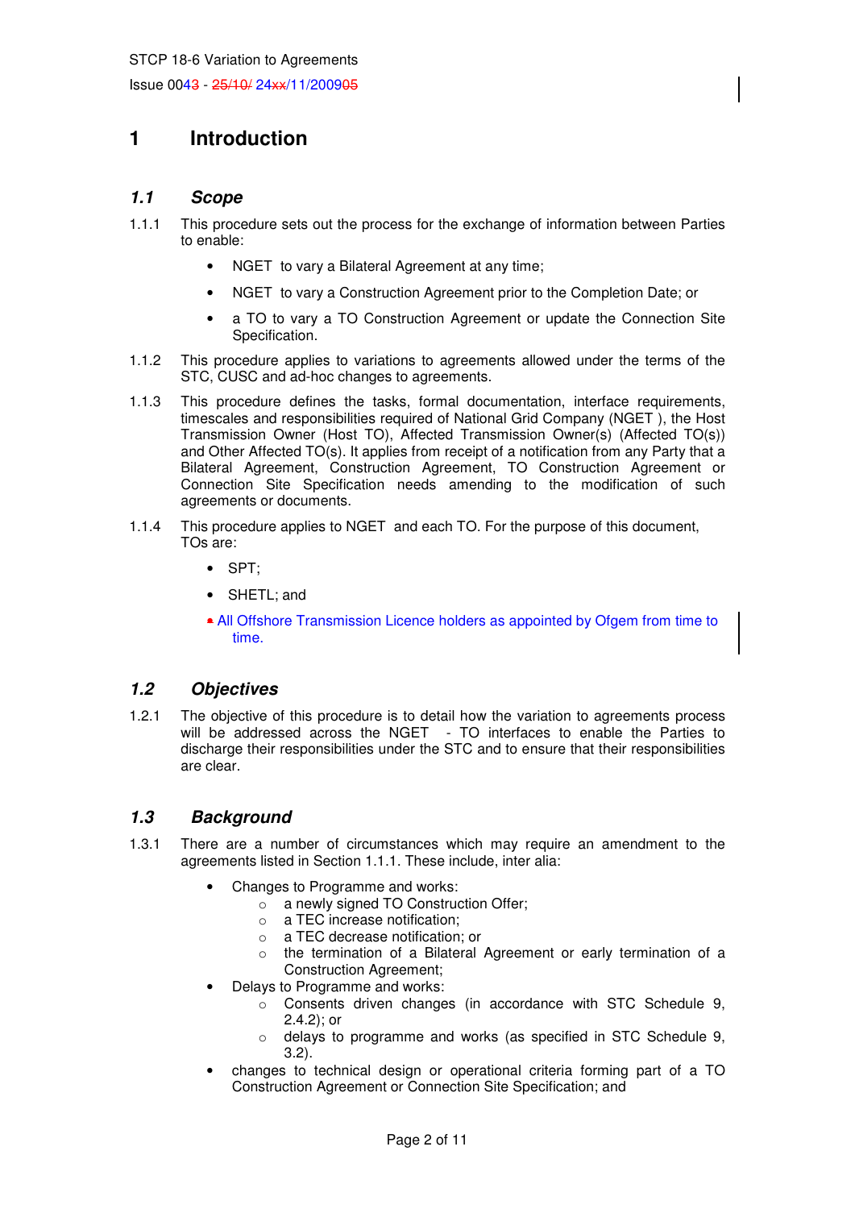# 1 Introduction

## 1.1 Scope

1.1.1 This procedure sets out the process for the exchange of information between Parties to enable:

- NGET to vary a Bilateral Agreement at any time;
- NGET to vary a Construction Agreement prior to the Completion Date; or
- a TO to vary a TO Construction Agreement or update the Connection Site Specification.

1.1.2 This procedure applies to variations to agreements allowed under the terms of the STC, CUSC and ad-hoc changes to agreements.

1.1.3 This procedure defines the tasks, formal documentation, interface requirements, timescales and responsibilities required of National Grid Company (NGET ), the Host Transmission Owner (Host TO), Affected Transmission Owner(s) (Affected TO(s)) and Other Affected TO(s). It applies from receipt of a notification from any Party that a Bilateral Agreement, Construction Agreement, TO Construction Agreement or Connection Site Specification needs amending to the modification of such agreements or documents.

1.1.4 This procedure applies to NGET and each TO. For the purpose of this document, TOs are:

- SPT;
- SHETL; and
- All Offshore Transmission Licence holders as appointed by Ofgem from time to time.

## 1.2 Objectives

1.2.1 The objective of this procedure is to detail how the variation to agreements process will be addressed across the NGET - TO interfaces to enable the Parties to discharge their responsibilities under the STC and to ensure that their responsibilities are clear.

## 1.3 Background

1.3.1 There are a number of circumstances which may require an amendment to the agreements listed in Section 1.1.1. These include, inter alia:

- Changes to Programme and works:
  - a newly signed TO Construction Offer;
  - a TEC increase notification;
  - a TEC decrease notification; or
  - the termination of a Bilateral Agreement or early termination of a Construction Agreement;
- Delays to Programme and works:
  - Consents driven changes (in accordance with STC Schedule 9, 2.4.2); or
  - delays to programme and works (as specified in STC Schedule 9, 3.2).
- changes to technical design or operational criteria forming part of a TO Construction Agreement or Connection Site Specification; and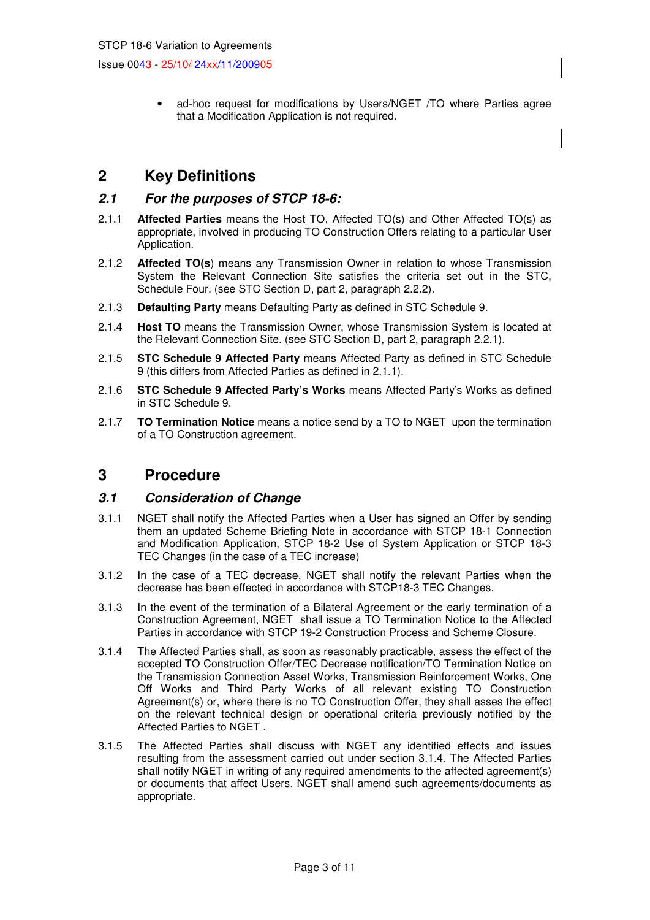- ad-hoc request for modifications by Users/NGET /TO where Parties agree that a Modification Application is not required.

# 2 Key Definitions

## *2.1 For the purposes of STCP 18-6:*

2.1.1 **Affected Parties** means the Host TO, Affected TO(s) and Other Affected TO(s) as appropriate, involved in producing TO Construction Offers relating to a particular User Application.

2.1.2 **Affected TO(s**) means any Transmission Owner in relation to whose Transmission System the Relevant Connection Site satisfies the criteria set out in the STC, Schedule Four. (see STC Section D, part 2, paragraph 2.2.2).

2.1.3 **Defaulting Party** means Defaulting Party as defined in STC Schedule 9.

2.1.4 **Host TO** means the Transmission Owner, whose Transmission System is located at the Relevant Connection Site. (see STC Section D, part 2, paragraph 2.2.1).

2.1.5 **STC Schedule 9 Affected Party** means Affected Party as defined in STC Schedule 9 (this differs from Affected Parties as defined in 2.1.1).

2.1.6 **STC Schedule 9 Affected Party's Works** means Affected Party's Works as defined in STC Schedule 9.

2.1.7 **TO Termination Notice** means a notice send by a TO to NGET upon the termination of a TO Construction agreement.

# 3 Procedure

## *3.1 Consideration of Change*

3.1.1 NGET shall notify the Affected Parties when a User has signed an Offer by sending them an updated Scheme Briefing Note in accordance with STCP 18-1 Connection and Modification Application, STCP 18-2 Use of System Application or STCP 18-3 TEC Changes (in the case of a TEC increase)

3.1.2 In the case of a TEC decrease, NGET shall notify the relevant Parties when the decrease has been effected in accordance with STCP18-3 TEC Changes.

3.1.3 In the event of the termination of a Bilateral Agreement or the early termination of a Construction Agreement, NGET shall issue a TO Termination Notice to the Affected Parties in accordance with STCP 19-2 Construction Process and Scheme Closure.

3.1.4 The Affected Parties shall, as soon as reasonably practicable, assess the effect of the accepted TO Construction Offer/TEC Decrease notification/TO Termination Notice on the Transmission Connection Asset Works, Transmission Reinforcement Works, One Off Works and Third Party Works of all relevant existing TO Construction Agreement(s) or, where there is no TO Construction Offer, they shall asses the effect on the relevant technical design or operational criteria previously notified by the Affected Parties to NGET .

3.1.5 The Affected Parties shall discuss with NGET any identified effects and issues resulting from the assessment carried out under section 3.1.4. The Affected Parties shall notify NGET in writing of any required amendments to the affected agreement(s) or documents that affect Users. NGET shall amend such agreements/documents as appropriate.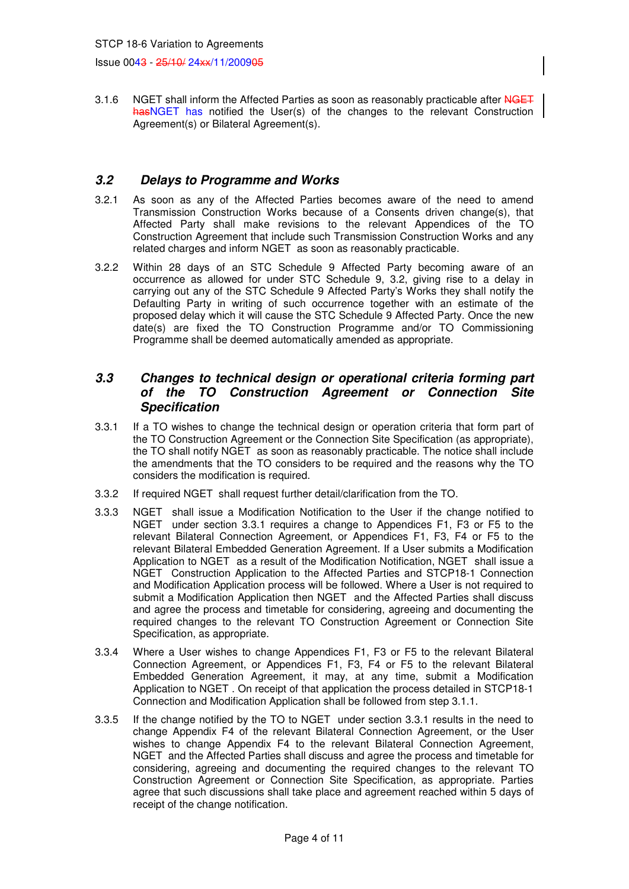3.1.6 NGET shall inform the Affected Parties as soon as reasonably practicable after NGET hasNGET has notified the User(s) of the changes to the relevant Construction Agreement(s) or Bilateral Agreement(s).

### *3.2 Delays to Programme and Works*

3.2.1 As soon as any of the Affected Parties becomes aware of the need to amend Transmission Construction Works because of a Consents driven change(s), that Affected Party shall make revisions to the relevant Appendices of the TO Construction Agreement that include such Transmission Construction Works and any related charges and inform NGET as soon as reasonably practicable.

3.2.2 Within 28 days of an STC Schedule 9 Affected Party becoming aware of an occurrence as allowed for under STC Schedule 9, 3.2, giving rise to a delay in carrying out any of the STC Schedule 9 Affected Party's Works they shall notify the Defaulting Party in writing of such occurrence together with an estimate of the proposed delay which it will cause the STC Schedule 9 Affected Party. Once the new date(s) are fixed the TO Construction Programme and/or TO Commissioning Programme shall be deemed automatically amended as appropriate.

### *3.3 Changes to technical design or operational criteria forming part of the TO Construction Agreement or Connection Site Specification*

3.3.1 If a TO wishes to change the technical design or operation criteria that form part of the TO Construction Agreement or the Connection Site Specification (as appropriate), the TO shall notify NGET as soon as reasonably practicable. The notice shall include the amendments that the TO considers to be required and the reasons why the TO considers the modification is required.

3.3.2 If required NGET shall request further detail/clarification from the TO.

3.3.3 NGET shall issue a Modification Notification to the User if the change notified to NGET under section 3.3.1 requires a change to Appendices F1, F3 or F5 to the relevant Bilateral Connection Agreement, or Appendices F1, F3, F4 or F5 to the relevant Bilateral Embedded Generation Agreement. If a User submits a Modification Application to NGET as a result of the Modification Notification, NGET shall issue a NGET Construction Application to the Affected Parties and STCP18-1 Connection and Modification Application process will be followed. Where a User is not required to submit a Modification Application then NGET and the Affected Parties shall discuss and agree the process and timetable for considering, agreeing and documenting the required changes to the relevant TO Construction Agreement or Connection Site Specification, as appropriate.

3.3.4 Where a User wishes to change Appendices F1, F3 or F5 to the relevant Bilateral Connection Agreement, or Appendices F1, F3, F4 or F5 to the relevant Bilateral Embedded Generation Agreement, it may, at any time, submit a Modification Application to NGET . On receipt of that application the process detailed in STCP18-1 Connection and Modification Application shall be followed from step 3.1.1.

3.3.5 If the change notified by the TO to NGET under section 3.3.1 results in the need to change Appendix F4 of the relevant Bilateral Connection Agreement, or the User wishes to change Appendix F4 to the relevant Bilateral Connection Agreement, NGET and the Affected Parties shall discuss and agree the process and timetable for considering, agreeing and documenting the required changes to the relevant TO Construction Agreement or Connection Site Specification, as appropriate. Parties agree that such discussions shall take place and agreement reached within 5 days of receipt of the change notification.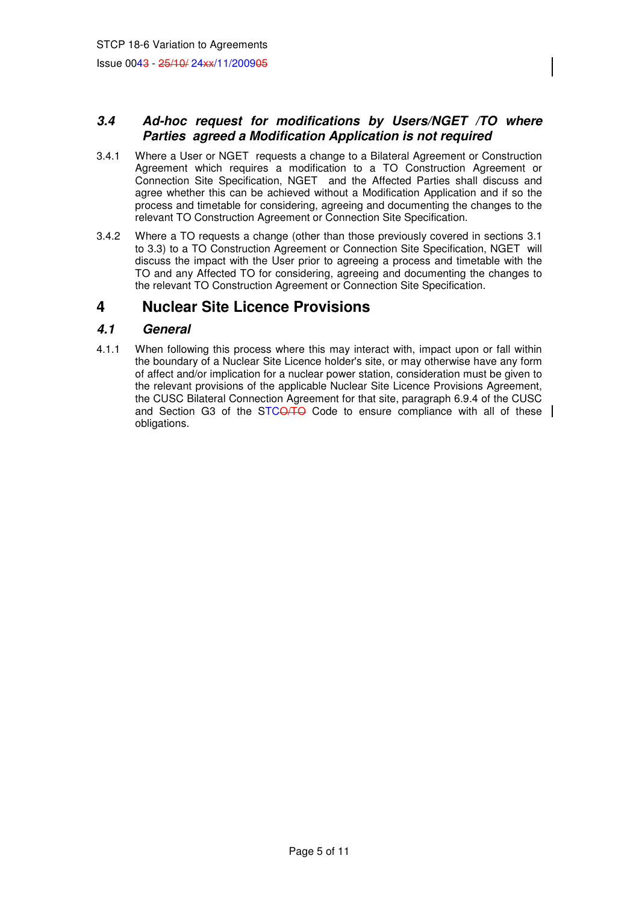### *3.4 Ad-hoc request for modifications by Users/NGET /TO where Parties agreed a Modification Application is not required*

3.4.1 Where a User or NGET requests a change to a Bilateral Agreement or Construction Agreement which requires a modification to a TO Construction Agreement or Connection Site Specification, NGET and the Affected Parties shall discuss and agree whether this can be achieved without a Modification Application and if so the process and timetable for considering, agreeing and documenting the changes to the relevant TO Construction Agreement or Connection Site Specification.

3.4.2 Where a TO requests a change (other than those previously covered in sections 3.1 to 3.3) to a TO Construction Agreement or Connection Site Specification, NGET will discuss the impact with the User prior to agreeing a process and timetable with the TO and any Affected TO for considering, agreeing and documenting the changes to the relevant TO Construction Agreement or Connection Site Specification.

## 4 Nuclear Site Licence Provisions

### *4.1 General*

4.1.1 When following this process where this may interact with, impact upon or fall within the boundary of a Nuclear Site Licence holder's site, or may otherwise have any form of affect and/or implication for a nuclear power station, consideration must be given to the relevant provisions of the applicable Nuclear Site Licence Provisions Agreement, the CUSC Bilateral Connection Agreement for that site, paragraph 6.9.4 of the CUSC and Section G3 of the STC~~O/TO~~ Code to ensure compliance with all of these obligations.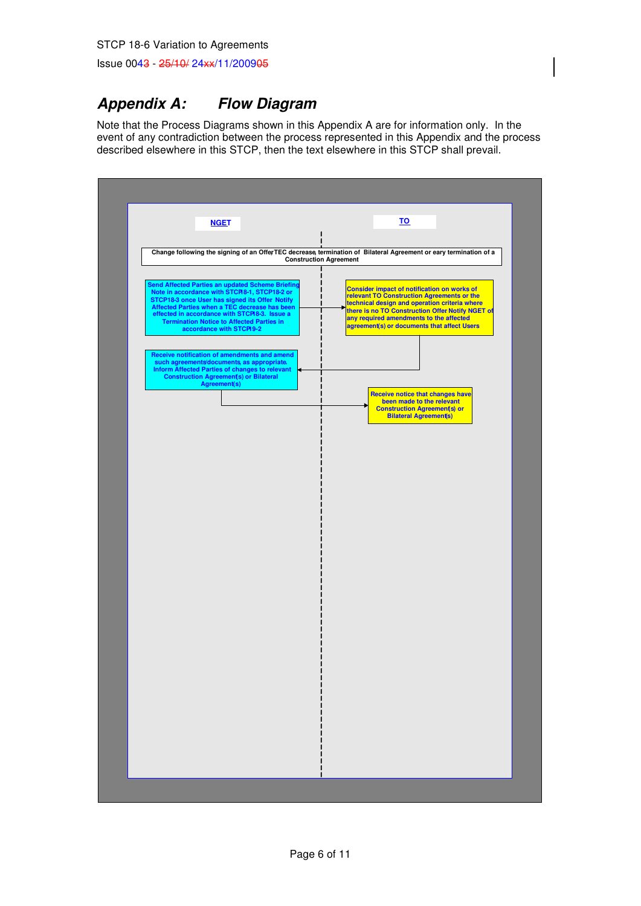# Appendix A: Flow Diagram

Note that the Process Diagrams shown in this Appendix A are for information only. In the event of any contradiction between the process represented in this Appendix and the process described elsewhere in this STCP, then the text elsewhere in this STCP shall prevail.

**NGET** | **TO**

Change following the signing of an Offer/TEC decrease, termination of Bilateral Agreement or eary termination of a Construction Agreement

**NGET:** Send Affected Parties an updated Scheme Briefing Note in accordance with STCP18-1, STCP18-2 or STCP18-3 once User has signed its Offer. Notify Affected Parties when a TEC decrease has been effected in accordance with STCP18-3. Issue a Termination Notice to Affected Parties in accordance with STCP19-2

**TO:** Consider impact of notification on works of relevant TO Construction Agreements or the technical design and operation criteria where there is no TO Construction Offer. Notify NGET of any required amendments to the affected agreement(s) or documents that affect Users

**NGET:** Receive notification of amendments and amend such agreements/documents, as appropriate. Inform Affected Parties of changes to relevant Construction Agreement(s) or Bilateral Agreement(s)

**TO:** Receive notice that changes have been made to the relevant Construction Agreement(s) or Bilateral Agreement(s)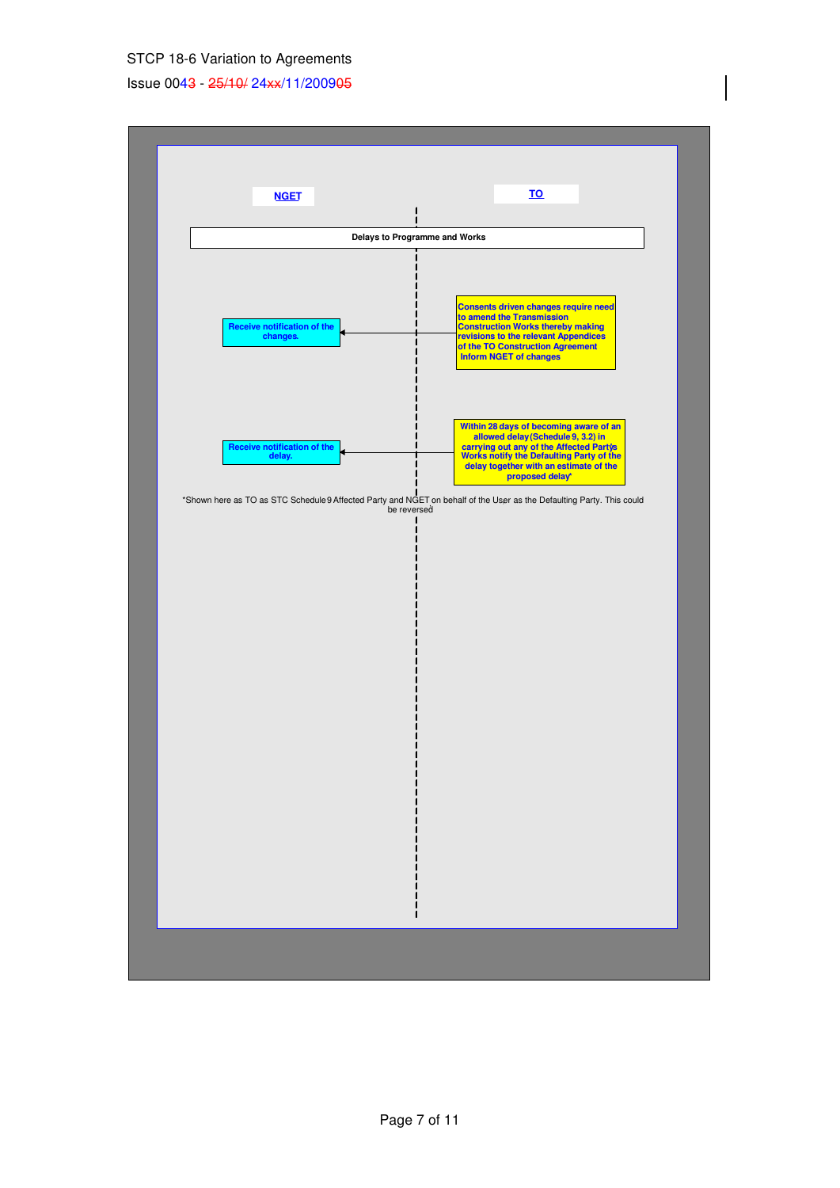**NGET** | **TO**

**Delays to Programme and Works**

| NGET | TO |
| --- | --- |
| Receive notification of the changes. | Consents driven changes require need to amend the Transmission Construction Works thereby making revisions to the relevant Appendices of the TO Construction Agreement Inform NGET of changes |
| Receive notification of the delay. | Within 28 days of becoming aware of an allowed delay (Schedule 9, 3.2) in carrying out any of the Affected Party's Works notify the Defaulting Party of the delay together with an estimate of the proposed delay* |

*Shown here as TO as STC Schedule 9 Affected Party and NGET on behalf of the User as the Defaulting Party. This could be reversed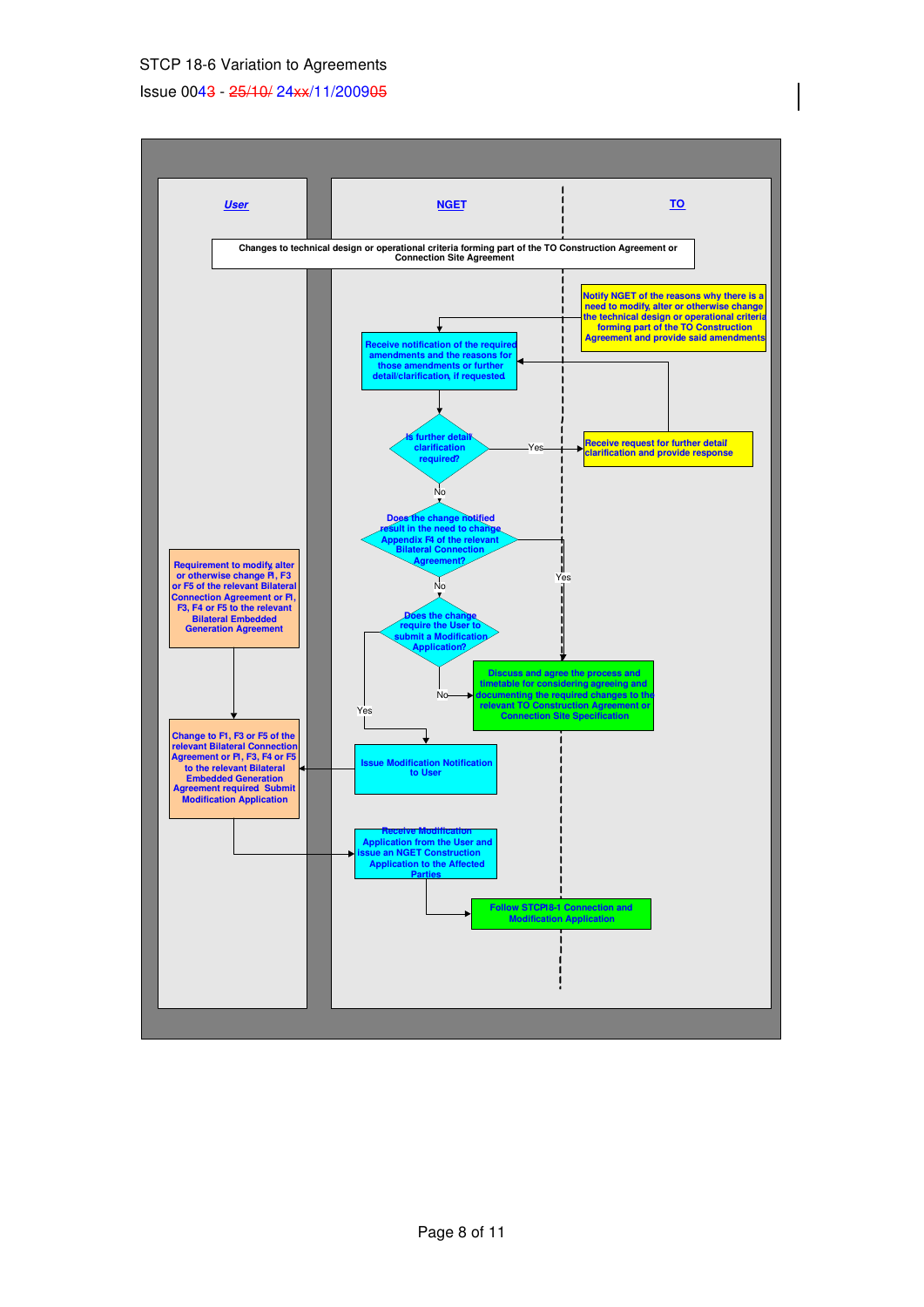User | NGET | TO

Changes to technical design or operational criteria forming part of the TO Construction Agreement or Connection Site Agreement

**TO:** Notify NGET of the reasons why there is a need to modify, alter or otherwise change the technical design or operational criteria forming part of the TO Construction Agreement and provide said amendments

**NGET:** Receive notification of the required amendments and the reasons for those amendments or further detail/clarification, if requested

**NGET:** Is further detail clarification required?
- Yes → **TO:** Receive request for further detail clarification and provide response → (back to NGET: Receive notification...)
- No → next

**NGET:** Does the change notified result in the need to change Appendix F4 of the relevant Bilateral Connection Agreement?
- Yes → Discuss and agree the process and timetable for considering agreeing and documenting the required changes to the relevant TO Construction Agreement or Connection Site Specification
- No → next

**NGET:** Does the change require the User to submit a Modification Application?
- No → Discuss and agree the process and timetable for considering agreeing and documenting the required changes to the relevant TO Construction Agreement or Connection Site Specification
- Yes → Issue Modification Notification to User

**User:** Requirement to modify, alter or otherwise change FI, F3 or F5 of the relevant Bilateral Connection Agreement or FI, F3, F4 or F5 to the relevant Bilateral Embedded Generation Agreement

**User:** Change to F1, F3 or F5 of the relevant Bilateral Connection Agreement or FI, F3, F4 or F5 to the relevant Bilateral Embedded Generation Agreement required. Submit Modification Application

**NGET:** Receive Modification Application from the User and issue an NGET Construction Application to the Affected Parties

Follow STCP18-1 Connection and Modification Application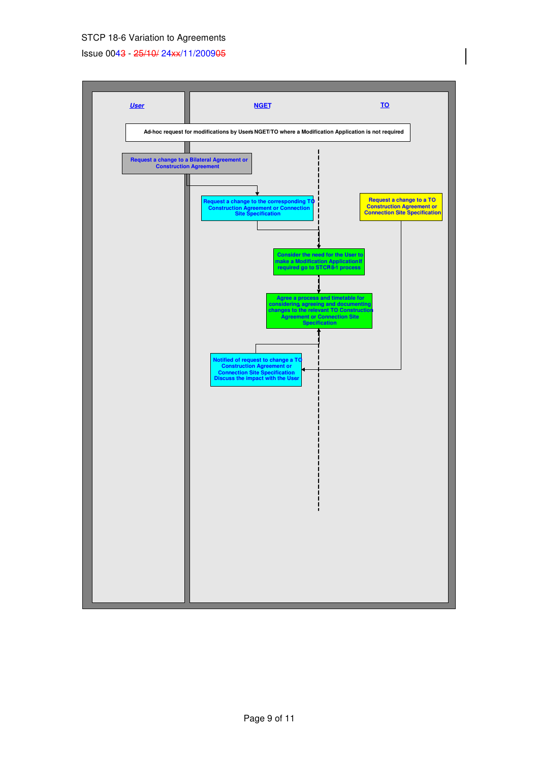**User** | **NGET** | **TO**

Ad-hoc request for modifications by Users NGET/TO where a Modification Application is not required

- Request a change to a Bilateral Agreement or Construction Agreement
- Request a change to the corresponding TO Construction Agreement or Connection Site Specification
- Request a change to a TO Construction Agreement or Connection Site Specification
- Consider the need for the User to make a Modification Application If required go to STCP18-1 process
- Agree a process and timetable for considering, agreeing and documenting changes to the relevant TO Construction Agreement or Connection Site Specification
- Notified of request to change a TO Construction Agreement or Connection Site Specification Discuss the impact with the User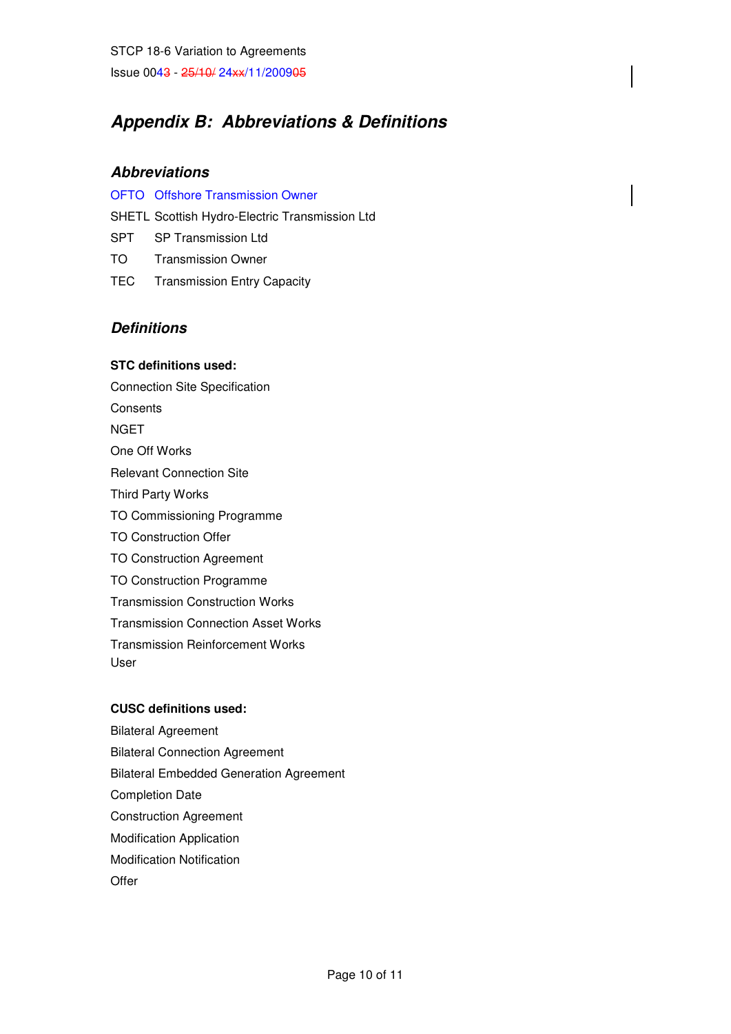# Appendix B: Abbreviations & Definitions

## Abbreviations

OFTO Offshore Transmission Owner
SHETL Scottish Hydro-Electric Transmission Ltd
SPT SP Transmission Ltd
TO Transmission Owner
TEC Transmission Entry Capacity

## Definitions

**STC definitions used:**

Connection Site Specification
Consents
NGET
One Off Works
Relevant Connection Site
Third Party Works
TO Commissioning Programme
TO Construction Offer
TO Construction Agreement
TO Construction Programme
Transmission Construction Works
Transmission Connection Asset Works
Transmission Reinforcement Works
User

**CUSC definitions used:**

Bilateral Agreement
Bilateral Connection Agreement
Bilateral Embedded Generation Agreement
Completion Date
Construction Agreement
Modification Application
Modification Notification
Offer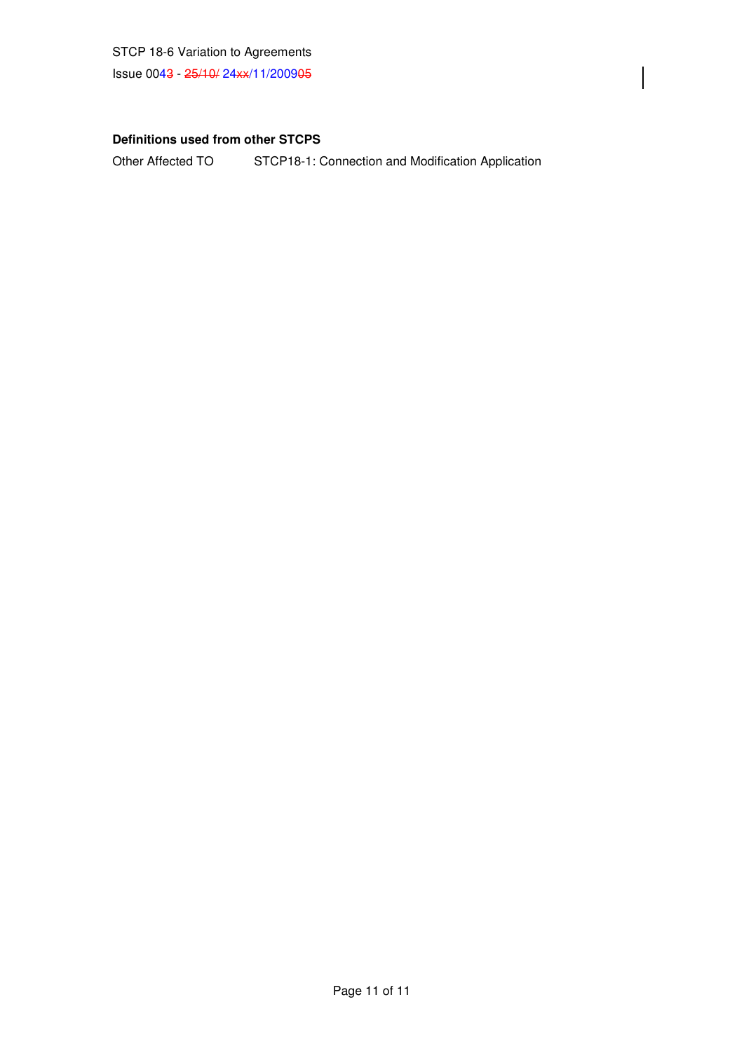**Definitions used from other STCPS**

| | |
|---|---|
| Other Affected TO | STCP18-1: Connection and Modification Application |